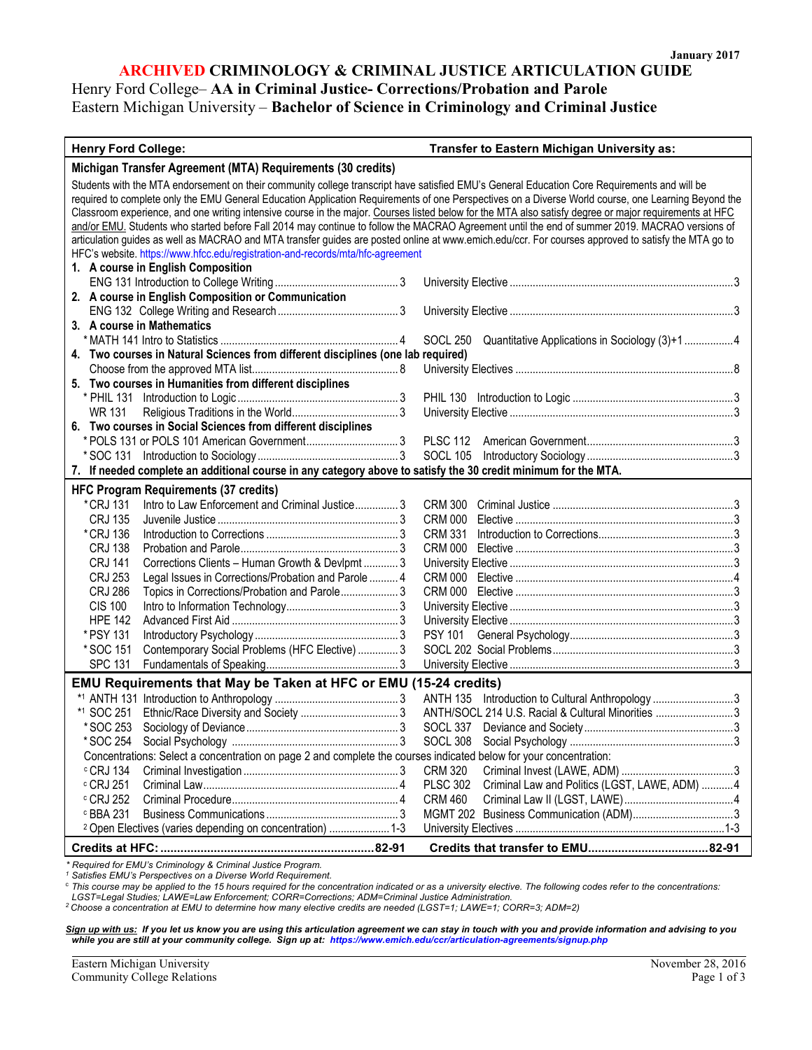January 2017

# ARCHIVED CRIMINOLOGY & CRIMINAL JUSTICE ARTICULATION GUIDE

Henry Ford College– **AA in Criminal Justice- Corrections/Probation and Parole**
Eastern Michigan University – **Bachelor of Science in Criminology and Criminal Justice**

| Henry Ford College: | Transfer to Eastern Michigan University as: |
|---|---|
| **Michigan Transfer Agreement (MTA) Requirements (30 credits)** | |
| Students with the MTA endorsement on their community college transcript have satisfied EMU's General Education Core Requirements and will be required to complete only the EMU General Education Application Requirements of one Perspectives on a Diverse World course, one Learning Beyond the Classroom experience, and one writing intensive course in the major. Courses listed below for the MTA also satisfy degree or major requirements at HFC and/or EMU. Students who started before Fall 2014 may continue to follow the MACRAO Agreement until the end of summer 2019. MACRAO versions of articulation guides as well as MACRAO and MTA transfer guides are posted online at www.emich.edu/ccr. For courses approved to satisfy the MTA go to HFC's website. https://www.hfcc.edu/registration-and-records/mta/hfc-agreement | |
| **1. A course in English Composition** | |
| ENG 131 Introduction to College Writing ... 3 | University Elective ... 3 |
| **2. A course in English Composition or Communication** | |
| ENG 132 College Writing and Research ... 3 | University Elective ... 3 |
| **3. A course in Mathematics** | |
| * MATH 141 Intro to Statistics ... 4 | SOCL 250 Quantitative Applications in Sociology (3)+1 ... 4 |
| **4. Two courses in Natural Sciences from different disciplines (one lab required)** | |
| Choose from the approved MTA list ... 8 | University Electives ... 8 |
| **5. Two courses in Humanities from different disciplines** | |
| * PHIL 131 Introduction to Logic ... 3 | PHIL 130 Introduction to Logic ... 3 |
| WR 131 Religious Traditions in the World ... 3 | University Elective ... 3 |
| **6. Two courses in Social Sciences from different disciplines** | |
| * POLS 131 or POLS 101 American Government ... 3 | PLSC 112 American Government ... 3 |
| * SOC 131 Introduction to Sociology ... 3 | SOCL 105 Introductory Sociology ... 3 |
| **7. If needed complete an additional course in any category above to satisfy the 30 credit minimum for the MTA.** | |
| **HFC Program Requirements (37 credits)** | |
| * CRJ 131 Intro to Law Enforcement and Criminal Justice ... 3 | CRM 300 Criminal Justice ... 3 |
| CRJ 135 Juvenile Justice ... 3 | CRM 000 Elective ... 3 |
| * CRJ 136 Introduction to Corrections ... 3 | CRM 331 Introduction to Corrections ... 3 |
| CRJ 138 Probation and Parole ... 3 | CRM 000 Elective ... 3 |
| CRJ 141 Corrections Clients – Human Growth & Devlpmt ... 3 | University Elective ... 3 |
| CRJ 253 Legal Issues in Corrections/Probation and Parole ... 4 | CRM 000 Elective ... 4 |
| CRJ 286 Topics in Corrections/Probation and Parole ... 3 | CRM 000 Elective ... 3 |
| CIS 100 Intro to Information Technology ... 3 | University Elective ... 3 |
| HPE 142 Advanced First Aid ... 3 | University Elective ... 3 |
| * PSY 131 Introductory Psychology ... 3 | PSY 101 General Psychology ... 3 |
| * SOC 151 Contemporary Social Problems (HFC Elective) ... 3 | SOCL 202 Social Problems ... 3 |
| SPC 131 Fundamentals of Speaking ... 3 | University Elective ... 3 |
| **EMU Requirements that May be Taken at HFC or EMU (15-24 credits)** | |
| *[1] ANTH 131 Introduction to Anthropology ... 3 | ANTH 135 Introduction to Cultural Anthropology ... 3 |
| *[1] SOC 251 Ethnic/Race Diversity and Society ... 3 | ANTH/SOCL 214 U.S. Racial & Cultural Minorities ... 3 |
| * SOC 253 Sociology of Deviance ... 3 | SOCL 337 Deviance and Society ... 3 |
| * SOC 254 Social Psychology ... 3 | SOCL 308 Social Psychology ... 3 |
| Concentrations: Select a concentration on page 2 and complete the courses indicated below for your concentration: | |
| [c] CRJ 134 Criminal Investigation ... 3 | CRM 320 Criminal Invest (LAWE, ADM) ... 3 |
| [c] CRJ 251 Criminal Law ... 4 | PLSC 302 Criminal Law and Politics (LGST, LAWE, ADM) ... 4 |
| [c] CRJ 252 Criminal Procedure ... 4 | CRM 460 Criminal Law II (LGST, LAWE) ... 4 |
| [c] BBA 231 Business Communications ... 3 | MGMT 202 Business Communication (ADM) ... 3 |
| [2] Open Electives (varies depending on concentration) ... 1-3 | University Electives ... 1-3 |
| **Credits at HFC: ... 82-91** | **Credits that transfer to EMU ... 82-91** |

*\* Required for EMU's Criminology & Criminal Justice Program.*
*[1] Satisfies EMU's Perspectives on a Diverse World Requirement.*
*[c] This course may be applied to the 15 hours required for the concentration indicated or as a university elective. The following codes refer to the concentrations: LGST=Legal Studies; LAWE=Law Enforcement; CORR=Corrections; ADM=Criminal Justice Administration.*
*[2] Choose a concentration at EMU to determine how many elective credits are needed (LGST=1; LAWE=1; CORR=3; ADM=2)*

***Sign up with us:** If you let us know you are using this articulation agreement we can stay in touch with you and provide information and advising to you while you are still at your community college. Sign up at: **https://www.emich.edu/ccr/articulation-agreements/signup.php***

Eastern Michigan University
Community College Relations

November 28, 2016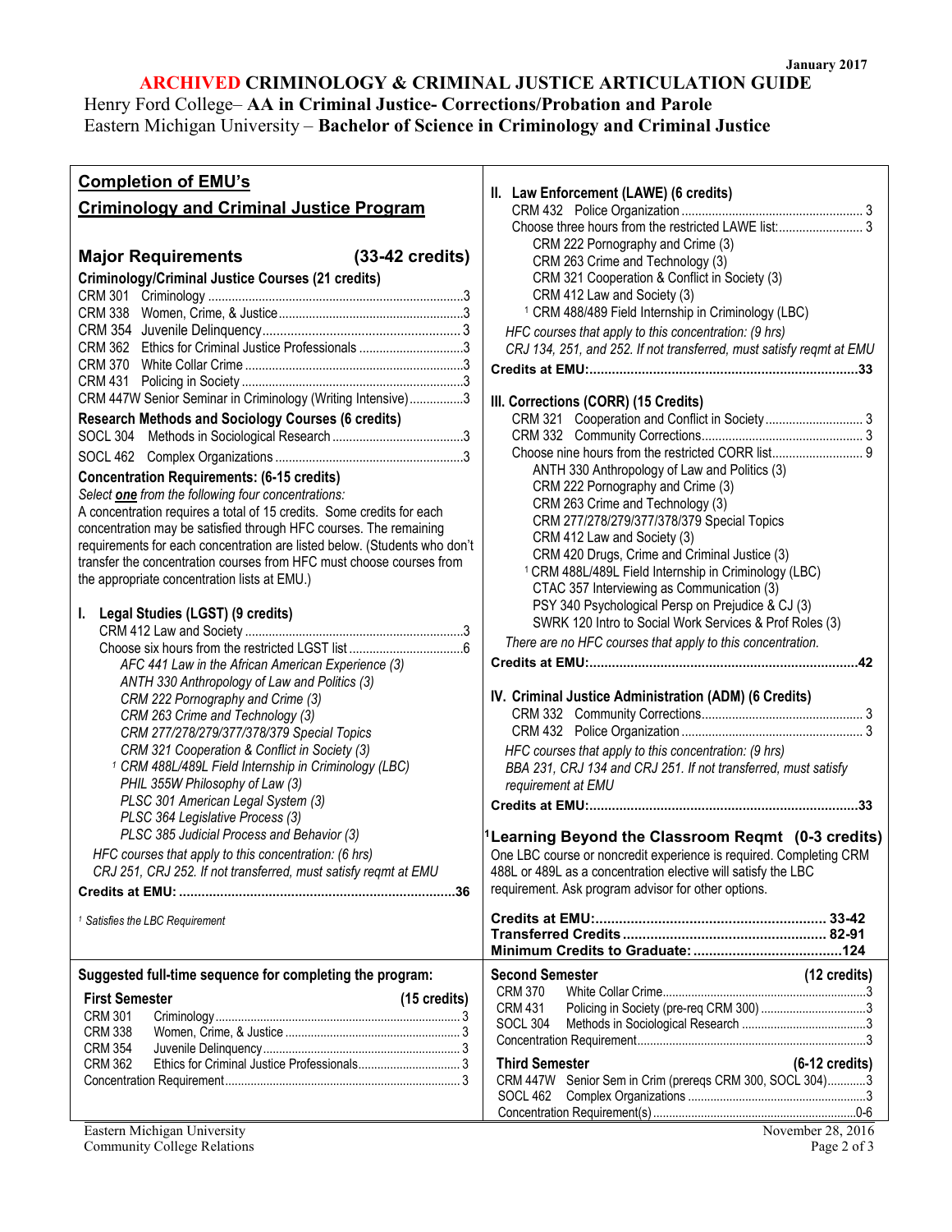January 2017

# ARCHIVED CRIMINOLOGY & CRIMINAL JUSTICE ARTICULATION GUIDE

Henry Ford College– **AA in Criminal Justice- Corrections/Probation and Parole**
Eastern Michigan University – **Bachelor of Science in Criminology and Criminal Justice**

## Completion of EMU's Criminology and Criminal Justice Program

### Major Requirements (33-42 credits)

**Criminology/Criminal Justice Courses (21 credits)**

| Course | Title | Credits |
|---|---|---|
| CRM 301 | Criminology | 3 |
| CRM 338 | Women, Crime, & Justice | 3 |
| CRM 354 | Juvenile Delinquency | 3 |
| CRM 362 | Ethics for Criminal Justice Professionals | 3 |
| CRM 370 | White Collar Crime | 3 |
| CRM 431 | Policing in Society | 3 |
| CRM 447W | Senior Seminar in Criminology (Writing Intensive) | 3 |

**Research Methods and Sociology Courses (6 credits)**

| Course | Title | Credits |
|---|---|---|
| SOCL 304 | Methods in Sociological Research | 3 |
| SOCL 462 | Complex Organizations | 3 |

**Concentration Requirements: (6-15 credits)**

*Select **one** from the following four concentrations:*

A concentration requires a total of 15 credits. Some credits for each concentration may be satisfied through HFC courses. The remaining requirements for each concentration are listed below. (Students who don't transfer the concentration courses from HFC must choose courses from the appropriate concentration lists at EMU.)

**I. Legal Studies (LGST) (9 credits)**

CRM 412 Law and Society ... 3
Choose six hours from the restricted LGST list ... 6

- *AFC 441 Law in the African American Experience (3)*
- *ANTH 330 Anthropology of Law and Politics (3)*
- *CRM 222 Pornography and Crime (3)*
- *CRM 263 Crime and Technology (3)*
- *CRM 277/278/279/377/378/379 Special Topics*
- *CRM 321 Cooperation & Conflict in Society (3)*
- *[1] CRM 488L/489L Field Internship in Criminology (LBC)*
- *PHIL 355W Philosophy of Law (3)*
- *PLSC 301 American Legal System (3)*
- *PLSC 364 Legislative Process (3)*
- *PLSC 385 Judicial Process and Behavior (3)*

*HFC courses that apply to this concentration: (6 hrs)*
*CRJ 251, CRJ 252. If not transferred, must satisfy reqmt at EMU*

**Credits at EMU: ... 36**

*[1] Satisfies the LBC Requirement*

**II. Law Enforcement (LAWE) (6 credits)**

CRM 432 Police Organization ... 3
Choose three hours from the restricted LAWE list: ... 3

- CRM 222 Pornography and Crime (3)
- CRM 263 Crime and Technology (3)
- CRM 321 Cooperation & Conflict in Society (3)
- CRM 412 Law and Society (3)
- [1] CRM 488/489 Field Internship in Criminology (LBC)

*HFC courses that apply to this concentration: (9 hrs)*
*CRJ 134, 251, and 252. If not transferred, must satisfy reqmt at EMU*

**Credits at EMU: ... 33**

**III. Corrections (CORR) (15 Credits)**

CRM 321 Cooperation and Conflict in Society ... 3
CRM 332 Community Corrections ... 3
Choose nine hours from the restricted CORR list ... 9

- ANTH 330 Anthropology of Law and Politics (3)
- CRM 222 Pornography and Crime (3)
- CRM 263 Crime and Technology (3)
- CRM 277/278/279/377/378/379 Special Topics
- CRM 412 Law and Society (3)
- CRM 420 Drugs, Crime and Criminal Justice (3)
- [1] CRM 488L/489L Field Internship in Criminology (LBC)
- CTAC 357 Interviewing as Communication (3)
- PSY 340 Psychological Persp on Prejudice & CJ (3)
- SWRK 120 Intro to Social Work Services & Prof Roles (3)

*There are no HFC courses that apply to this concentration.*

**Credits at EMU: ... 42**

**IV. Criminal Justice Administration (ADM) (6 Credits)**

CRM 332 Community Corrections ... 3
CRM 432 Police Organization ... 3

*HFC courses that apply to this concentration: (9 hrs)*
*BBA 231, CRJ 134 and CRJ 251. If not transferred, must satisfy requirement at EMU*

**Credits at EMU: ... 33**

### [1] Learning Beyond the Classroom Reqmt (0-3 credits)

One LBC course or noncredit experience is required. Completing CRM 488L or 489L as a concentration elective will satisfy the LBC requirement. Ask program advisor for other options.

**Credits at EMU: ... 33-42**
**Transferred Credits ... 82-91**
**Minimum Credits to Graduate: ... 124**

## Suggested full-time sequence for completing the program:

**First Semester (15 credits)**

| Course | Title | Credits |
|---|---|---|
| CRM 301 | Criminology | 3 |
| CRM 338 | Women, Crime, & Justice | 3 |
| CRM 354 | Juvenile Delinquency | 3 |
| CRM 362 | Ethics for Criminal Justice Professionals | 3 |
| | Concentration Requirement | 3 |

**Second Semester (12 credits)**

| Course | Title | Credits |
|---|---|---|
| CRM 370 | White Collar Crime | 3 |
| CRM 431 | Policing in Society (pre-req CRM 300) | 3 |
| SOCL 304 | Methods in Sociological Research | 3 |
| | Concentration Requirement | 3 |

**Third Semester (6-12 credits)**

| Course | Title | Credits |
|---|---|---|
| CRM 447W | Senior Sem in Crim (prereqs CRM 300, SOCL 304) | 3 |
| SOCL 462 | Complex Organizations | 3 |
| | Concentration Requirement(s) | 0-6 |

Eastern Michigan University
Community College Relations
November 28, 2016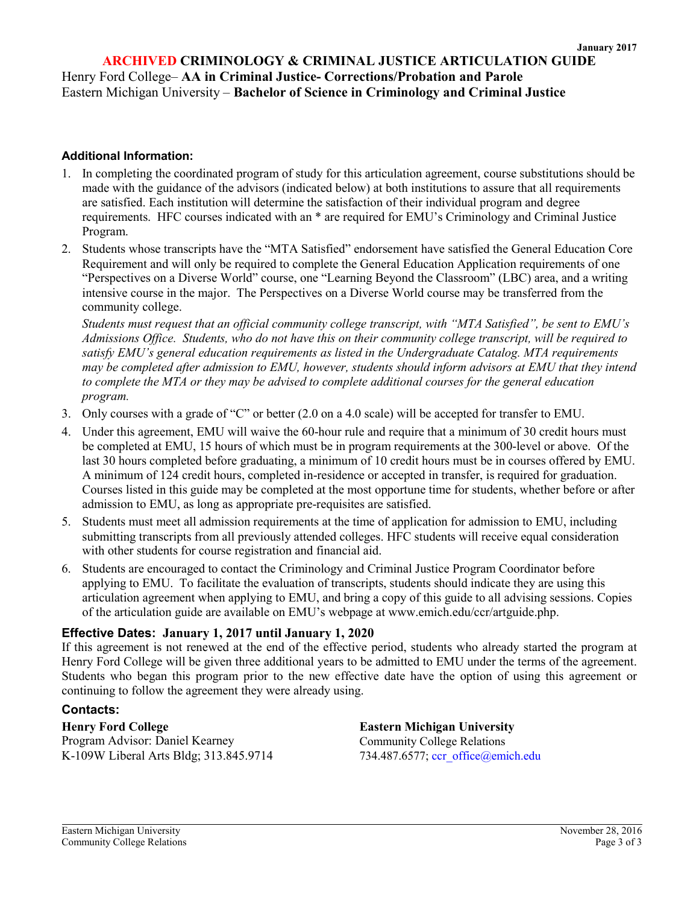January 2017

# ARCHIVED CRIMINOLOGY & CRIMINAL JUSTICE ARTICULATION GUIDE

Henry Ford College– **AA in Criminal Justice- Corrections/Probation and Parole**
Eastern Michigan University – **Bachelor of Science in Criminology and Criminal Justice**

### Additional Information:

1. In completing the coordinated program of study for this articulation agreement, course substitutions should be made with the guidance of the advisors (indicated below) at both institutions to assure that all requirements are satisfied. Each institution will determine the satisfaction of their individual program and degree requirements. HFC courses indicated with an * are required for EMU's Criminology and Criminal Justice Program.
2. Students whose transcripts have the "MTA Satisfied" endorsement have satisfied the General Education Core Requirement and will only be required to complete the General Education Application requirements of one "Perspectives on a Diverse World" course, one "Learning Beyond the Classroom" (LBC) area, and a writing intensive course in the major. The Perspectives on a Diverse World course may be transferred from the community college.

   *Students must request that an official community college transcript, with "MTA Satisfied", be sent to EMU's Admissions Office. Students, who do not have this on their community college transcript, will be required to satisfy EMU's general education requirements as listed in the Undergraduate Catalog. MTA requirements may be completed after admission to EMU, however, students should inform advisors at EMU that they intend to complete the MTA or they may be advised to complete additional courses for the general education program.*
3. Only courses with a grade of "C" or better (2.0 on a 4.0 scale) will be accepted for transfer to EMU.
4. Under this agreement, EMU will waive the 60-hour rule and require that a minimum of 30 credit hours must be completed at EMU, 15 hours of which must be in program requirements at the 300-level or above. Of the last 30 hours completed before graduating, a minimum of 10 credit hours must be in courses offered by EMU. A minimum of 124 credit hours, completed in-residence or accepted in transfer, is required for graduation. Courses listed in this guide may be completed at the most opportune time for students, whether before or after admission to EMU, as long as appropriate pre-requisites are satisfied.
5. Students must meet all admission requirements at the time of application for admission to EMU, including submitting transcripts from all previously attended colleges. HFC students will receive equal consideration with other students for course registration and financial aid.
6. Students are encouraged to contact the Criminology and Criminal Justice Program Coordinator before applying to EMU. To facilitate the evaluation of transcripts, students should indicate they are using this articulation agreement when applying to EMU, and bring a copy of this guide to all advising sessions. Copies of the articulation guide are available on EMU's webpage at www.emich.edu/ccr/artguide.php.

### Effective Dates: January 1, 2017 until January 1, 2020

If this agreement is not renewed at the end of the effective period, students who already started the program at Henry Ford College will be given three additional years to be admitted to EMU under the terms of the agreement. Students who began this program prior to the new effective date have the option of using this agreement or continuing to follow the agreement they were already using.

### Contacts:

**Henry Ford College**
Program Advisor: Daniel Kearney
K-109W Liberal Arts Bldg; 313.845.9714

**Eastern Michigan University**
Community College Relations
734.487.6577; ccr_office@emich.edu